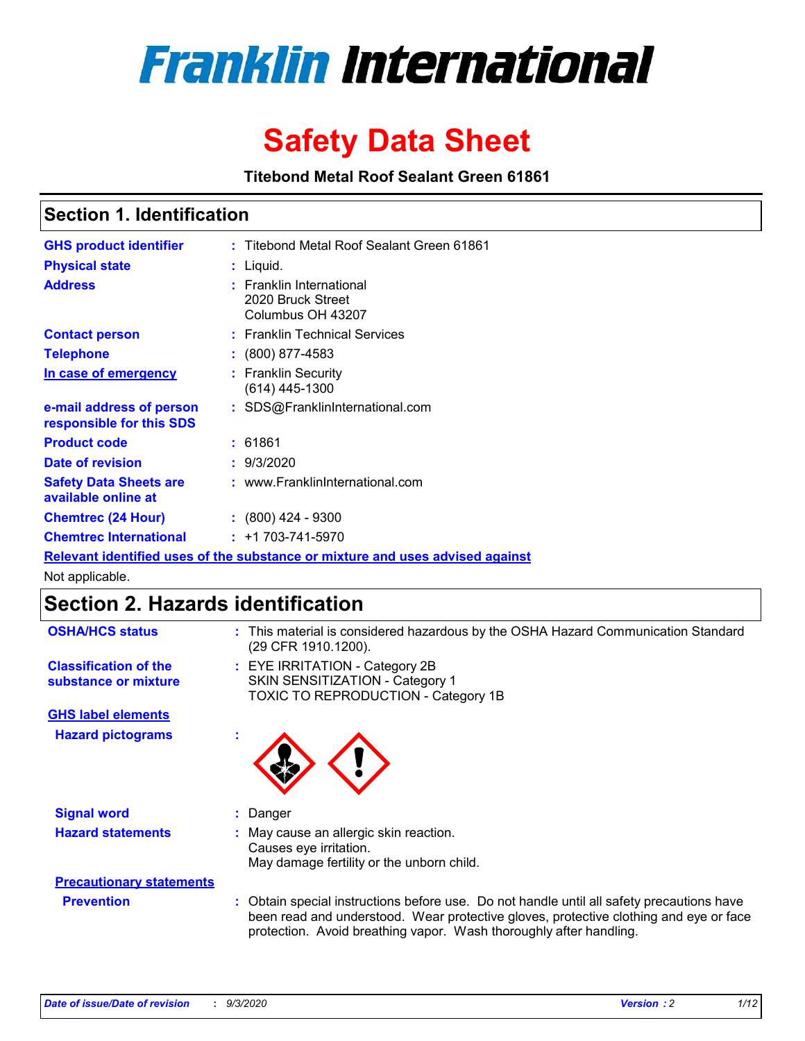# Franklin International

# Safety Data Sheet

**Titebond Metal Roof Sealant Green 61861**

## Section 1. Identification

**GHS product identifier** : Titebond Metal Roof Sealant Green 61861

**Physical state** : Liquid.

**Address** : Franklin International
2020 Bruck Street
Columbus OH 43207

**Contact person** : Franklin Technical Services

**Telephone** : (800) 877-4583

**In case of emergency** : Franklin Security
(614) 445-1300

**e-mail address of person responsible for this SDS** : SDS@FranklinInternational.com

**Product code** : 61861

**Date of revision** : 9/3/2020

**Safety Data Sheets are available online at** : www.FranklinInternational.com

**Chemtrec (24 Hour)** : (800) 424 - 9300

**Chemtrec International** : +1 703-741-5970

**Relevant identified uses of the substance or mixture and uses advised against**

Not applicable.

## Section 2. Hazards identification

**OSHA/HCS status** : This material is considered hazardous by the OSHA Hazard Communication Standard (29 CFR 1910.1200).

**Classification of the substance or mixture** : EYE IRRITATION - Category 2B
SKIN SENSITIZATION - Category 1
TOXIC TO REPRODUCTION - Category 1B

**GHS label elements**

**Hazard pictograms** :

**Signal word** : Danger

**Hazard statements** : May cause an allergic skin reaction.
Causes eye irritation.
May damage fertility or the unborn child.

**Precautionary statements**

**Prevention** : Obtain special instructions before use. Do not handle until all safety precautions have been read and understood. Wear protective gloves, protective clothing and eye or face protection. Avoid breathing vapor. Wash thoroughly after handling.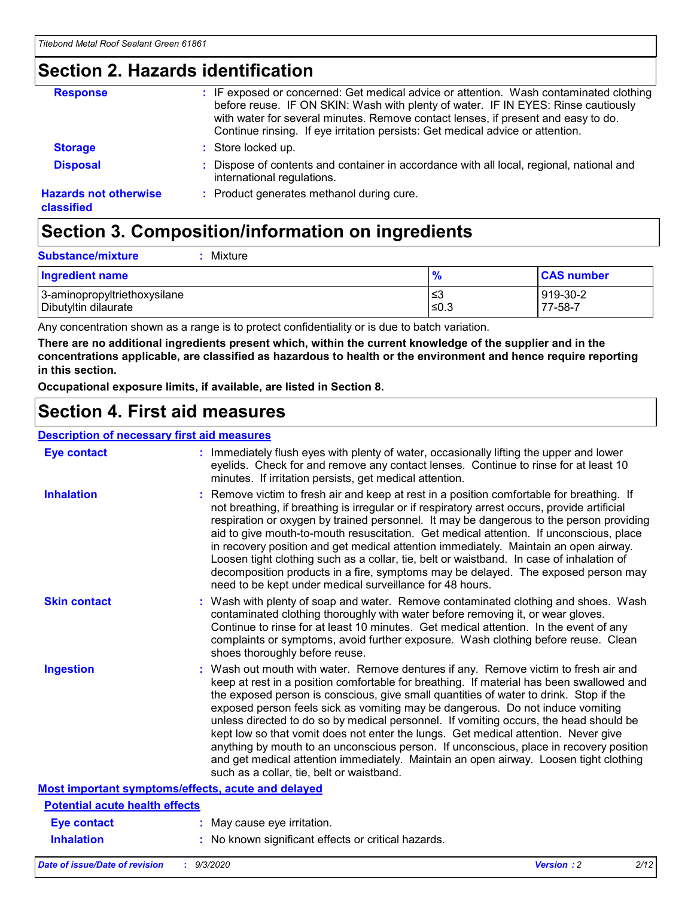## Section 2. Hazards identification

**Response** : IF exposed or concerned: Get medical advice or attention. Wash contaminated clothing before reuse. IF ON SKIN: Wash with plenty of water. IF IN EYES: Rinse cautiously with water for several minutes. Remove contact lenses, if present and easy to do. Continue rinsing. If eye irritation persists: Get medical advice or attention.

**Storage** : Store locked up.

**Disposal** : Dispose of contents and container in accordance with all local, regional, national and international regulations.

**Hazards not otherwise classified** : Product generates methanol during cure.

## Section 3. Composition/information on ingredients

**Substance/mixture** : Mixture

| Ingredient name | % | CAS number |
|---|---|---|
| 3-aminopropyltriethoxysilane | ≤3 | 919-30-2 |
| Dibutyltin dilaurate | ≤0.3 | 77-58-7 |

Any concentration shown as a range is to protect confidentiality or is due to batch variation.

**There are no additional ingredients present which, within the current knowledge of the supplier and in the concentrations applicable, are classified as hazardous to health or the environment and hence require reporting in this section.**

**Occupational exposure limits, if available, are listed in Section 8.**

## Section 4. First aid measures

### Description of necessary first aid measures

**Eye contact** : Immediately flush eyes with plenty of water, occasionally lifting the upper and lower eyelids. Check for and remove any contact lenses. Continue to rinse for at least 10 minutes. If irritation persists, get medical attention.

**Inhalation** : Remove victim to fresh air and keep at rest in a position comfortable for breathing. If not breathing, if breathing is irregular or if respiratory arrest occurs, provide artificial respiration or oxygen by trained personnel. It may be dangerous to the person providing aid to give mouth-to-mouth resuscitation. Get medical attention. If unconscious, place in recovery position and get medical attention immediately. Maintain an open airway. Loosen tight clothing such as a collar, tie, belt or waistband. In case of inhalation of decomposition products in a fire, symptoms may be delayed. The exposed person may need to be kept under medical surveillance for 48 hours.

**Skin contact** : Wash with plenty of soap and water. Remove contaminated clothing and shoes. Wash contaminated clothing thoroughly with water before removing it, or wear gloves. Continue to rinse for at least 10 minutes. Get medical attention. In the event of any complaints or symptoms, avoid further exposure. Wash clothing before reuse. Clean shoes thoroughly before reuse.

**Ingestion** : Wash out mouth with water. Remove dentures if any. Remove victim to fresh air and keep at rest in a position comfortable for breathing. If material has been swallowed and the exposed person is conscious, give small quantities of water to drink. Stop if the exposed person feels sick as vomiting may be dangerous. Do not induce vomiting unless directed to do so by medical personnel. If vomiting occurs, the head should be kept low so that vomit does not enter the lungs. Get medical attention. Never give anything by mouth to an unconscious person. If unconscious, place in recovery position and get medical attention immediately. Maintain an open airway. Loosen tight clothing such as a collar, tie, belt or waistband.

### Most important symptoms/effects, acute and delayed

#### Potential acute health effects

**Eye contact** : May cause eye irritation.

**Inhalation** : No known significant effects or critical hazards.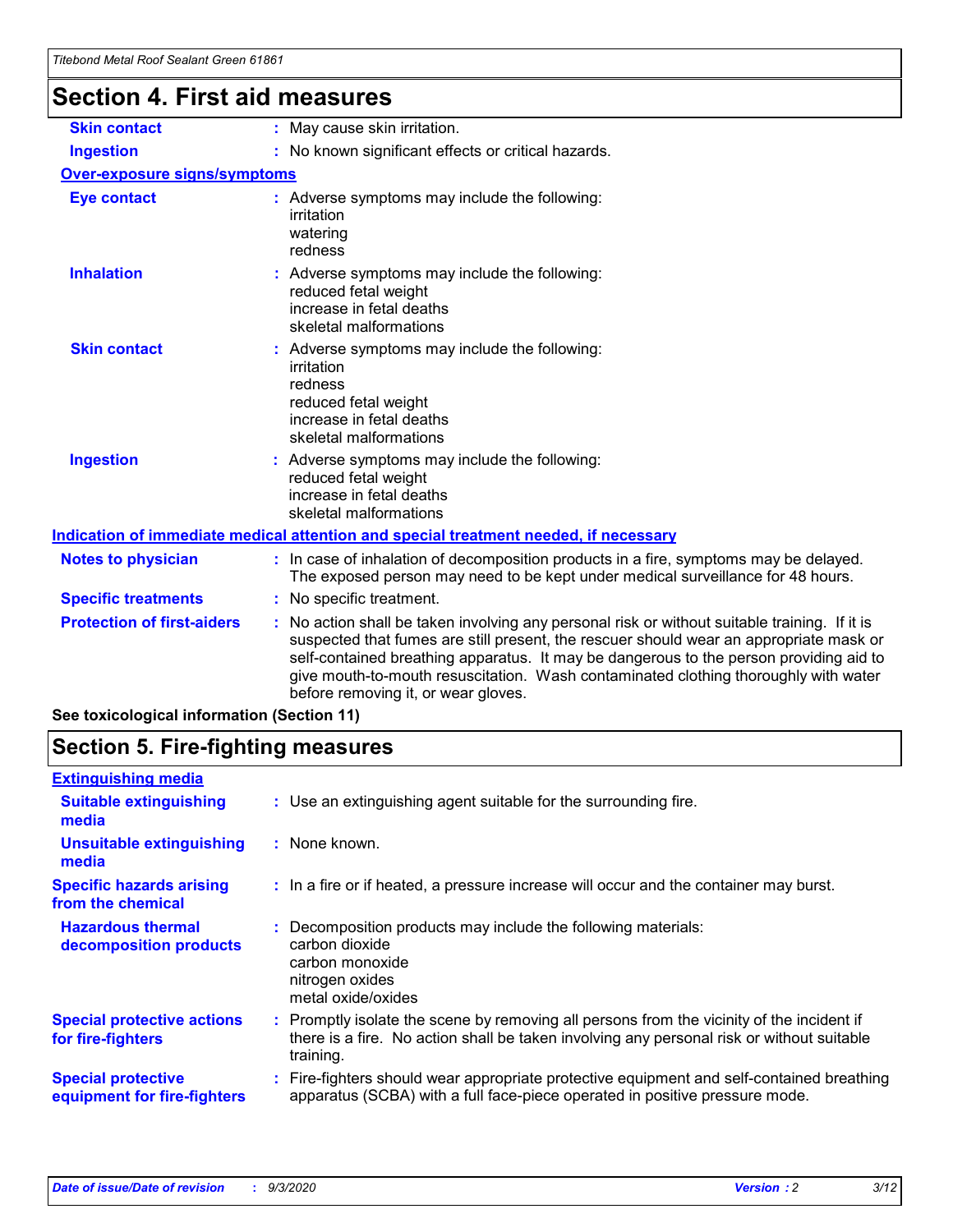## Section 4. First aid measures

| | |
|---|---|
| **Skin contact** | : May cause skin irritation. |
| **Ingestion** | : No known significant effects or critical hazards. |

**Over-exposure signs/symptoms**

| | |
|---|---|
| **Eye contact** | : Adverse symptoms may include the following:<br>irritation<br>watering<br>redness |
| **Inhalation** | : Adverse symptoms may include the following:<br>reduced fetal weight<br>increase in fetal deaths<br>skeletal malformations |
| **Skin contact** | : Adverse symptoms may include the following:<br>irritation<br>redness<br>reduced fetal weight<br>increase in fetal deaths<br>skeletal malformations |
| **Ingestion** | : Adverse symptoms may include the following:<br>reduced fetal weight<br>increase in fetal deaths<br>skeletal malformations |

**Indication of immediate medical attention and special treatment needed, if necessary**

| | |
|---|---|
| **Notes to physician** | : In case of inhalation of decomposition products in a fire, symptoms may be delayed. The exposed person may need to be kept under medical surveillance for 48 hours. |
| **Specific treatments** | : No specific treatment. |
| **Protection of first-aiders** | : No action shall be taken involving any personal risk or without suitable training. If it is suspected that fumes are still present, the rescuer should wear an appropriate mask or self-contained breathing apparatus. It may be dangerous to the person providing aid to give mouth-to-mouth resuscitation. Wash contaminated clothing thoroughly with water before removing it, or wear gloves. |

**See toxicological information (Section 11)**

## Section 5. Fire-fighting measures

**Extinguishing media**

| | |
|---|---|
| **Suitable extinguishing media** | : Use an extinguishing agent suitable for the surrounding fire. |
| **Unsuitable extinguishing media** | : None known. |
| **Specific hazards arising from the chemical** | : In a fire or if heated, a pressure increase will occur and the container may burst. |
| **Hazardous thermal decomposition products** | : Decomposition products may include the following materials:<br>carbon dioxide<br>carbon monoxide<br>nitrogen oxides<br>metal oxide/oxides |
| **Special protective actions for fire-fighters** | : Promptly isolate the scene by removing all persons from the vicinity of the incident if there is a fire. No action shall be taken involving any personal risk or without suitable training. |
| **Special protective equipment for fire-fighters** | : Fire-fighters should wear appropriate protective equipment and self-contained breathing apparatus (SCBA) with a full face-piece operated in positive pressure mode. |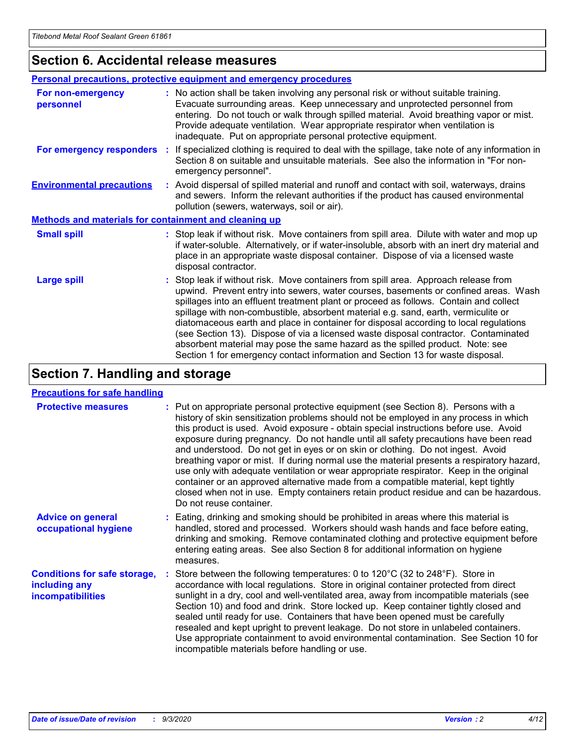## Section 6. Accidental release measures

### Personal precautions, protective equipment and emergency procedures

**For non-emergency personnel** : No action shall be taken involving any personal risk or without suitable training. Evacuate surrounding areas. Keep unnecessary and unprotected personnel from entering. Do not touch or walk through spilled material. Avoid breathing vapor or mist. Provide adequate ventilation. Wear appropriate respirator when ventilation is inadequate. Put on appropriate personal protective equipment.

**For emergency responders** : If specialized clothing is required to deal with the spillage, take note of any information in Section 8 on suitable and unsuitable materials. See also the information in "For non-emergency personnel".

**Environmental precautions** : Avoid dispersal of spilled material and runoff and contact with soil, waterways, drains and sewers. Inform the relevant authorities if the product has caused environmental pollution (sewers, waterways, soil or air).

### Methods and materials for containment and cleaning up

**Small spill** : Stop leak if without risk. Move containers from spill area. Dilute with water and mop up if water-soluble. Alternatively, or if water-insoluble, absorb with an inert dry material and place in an appropriate waste disposal container. Dispose of via a licensed waste disposal contractor.

**Large spill** : Stop leak if without risk. Move containers from spill area. Approach release from upwind. Prevent entry into sewers, water courses, basements or confined areas. Wash spillages into an effluent treatment plant or proceed as follows. Contain and collect spillage with non-combustible, absorbent material e.g. sand, earth, vermiculite or diatomaceous earth and place in container for disposal according to local regulations (see Section 13). Dispose of via a licensed waste disposal contractor. Contaminated absorbent material may pose the same hazard as the spilled product. Note: see Section 1 for emergency contact information and Section 13 for waste disposal.

## Section 7. Handling and storage

### Precautions for safe handling

**Protective measures** : Put on appropriate personal protective equipment (see Section 8). Persons with a history of skin sensitization problems should not be employed in any process in which this product is used. Avoid exposure - obtain special instructions before use. Avoid exposure during pregnancy. Do not handle until all safety precautions have been read and understood. Do not get in eyes or on skin or clothing. Do not ingest. Avoid breathing vapor or mist. If during normal use the material presents a respiratory hazard, use only with adequate ventilation or wear appropriate respirator. Keep in the original container or an approved alternative made from a compatible material, kept tightly closed when not in use. Empty containers retain product residue and can be hazardous. Do not reuse container.

**Advice on general occupational hygiene** : Eating, drinking and smoking should be prohibited in areas where this material is handled, stored and processed. Workers should wash hands and face before eating, drinking and smoking. Remove contaminated clothing and protective equipment before entering eating areas. See also Section 8 for additional information on hygiene measures.

**Conditions for safe storage, including any incompatibilities** : Store between the following temperatures: 0 to 120°C (32 to 248°F). Store in accordance with local regulations. Store in original container protected from direct sunlight in a dry, cool and well-ventilated area, away from incompatible materials (see Section 10) and food and drink. Store locked up. Keep container tightly closed and sealed until ready for use. Containers that have been opened must be carefully resealed and kept upright to prevent leakage. Do not store in unlabeled containers. Use appropriate containment to avoid environmental contamination. See Section 10 for incompatible materials before handling or use.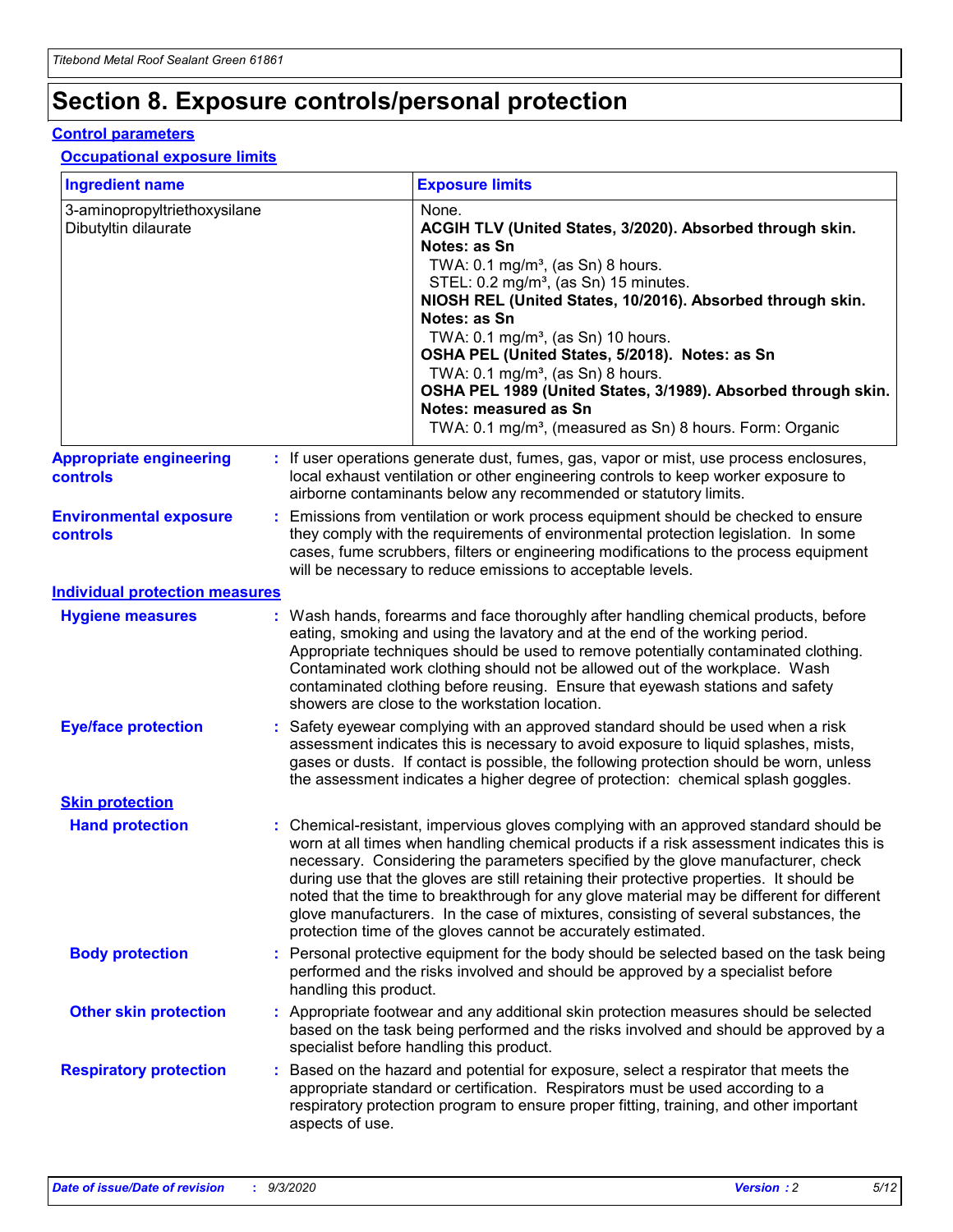# Section 8. Exposure controls/personal protection

## Control parameters

### Occupational exposure limits

| Ingredient name | Exposure limits |
|---|---|
| 3-aminopropyltriethoxysilane | None. |
| Dibutyltin dilaurate | **ACGIH TLV (United States, 3/2020). Absorbed through skin. Notes: as Sn**<br>TWA: 0.1 mg/m³, (as Sn) 8 hours.<br>STEL: 0.2 mg/m³, (as Sn) 15 minutes.<br>**NIOSH REL (United States, 10/2016). Absorbed through skin. Notes: as Sn**<br>TWA: 0.1 mg/m³, (as Sn) 10 hours.<br>**OSHA PEL (United States, 5/2018). Notes: as Sn**<br>TWA: 0.1 mg/m³, (as Sn) 8 hours.<br>**OSHA PEL 1989 (United States, 3/1989). Absorbed through skin. Notes: measured as Sn**<br>TWA: 0.1 mg/m³, (measured as Sn) 8 hours. Form: Organic |

**Appropriate engineering controls** : If user operations generate dust, fumes, gas, vapor or mist, use process enclosures, local exhaust ventilation or other engineering controls to keep worker exposure to airborne contaminants below any recommended or statutory limits.

**Environmental exposure controls** : Emissions from ventilation or work process equipment should be checked to ensure they comply with the requirements of environmental protection legislation. In some cases, fume scrubbers, filters or engineering modifications to the process equipment will be necessary to reduce emissions to acceptable levels.

## Individual protection measures

**Hygiene measures** : Wash hands, forearms and face thoroughly after handling chemical products, before eating, smoking and using the lavatory and at the end of the working period. Appropriate techniques should be used to remove potentially contaminated clothing. Contaminated work clothing should not be allowed out of the workplace. Wash contaminated clothing before reusing. Ensure that eyewash stations and safety showers are close to the workstation location.

**Eye/face protection** : Safety eyewear complying with an approved standard should be used when a risk assessment indicates this is necessary to avoid exposure to liquid splashes, mists, gases or dusts. If contact is possible, the following protection should be worn, unless the assessment indicates a higher degree of protection: chemical splash goggles.

### Skin protection

**Hand protection** : Chemical-resistant, impervious gloves complying with an approved standard should be worn at all times when handling chemical products if a risk assessment indicates this is necessary. Considering the parameters specified by the glove manufacturer, check during use that the gloves are still retaining their protective properties. It should be noted that the time to breakthrough for any glove material may be different for different glove manufacturers. In the case of mixtures, consisting of several substances, the protection time of the gloves cannot be accurately estimated.

**Body protection** : Personal protective equipment for the body should be selected based on the task being performed and the risks involved and should be approved by a specialist before handling this product.

**Other skin protection** : Appropriate footwear and any additional skin protection measures should be selected based on the task being performed and the risks involved and should be approved by a specialist before handling this product.

**Respiratory protection** : Based on the hazard and potential for exposure, select a respirator that meets the appropriate standard or certification. Respirators must be used according to a respiratory protection program to ensure proper fitting, training, and other important aspects of use.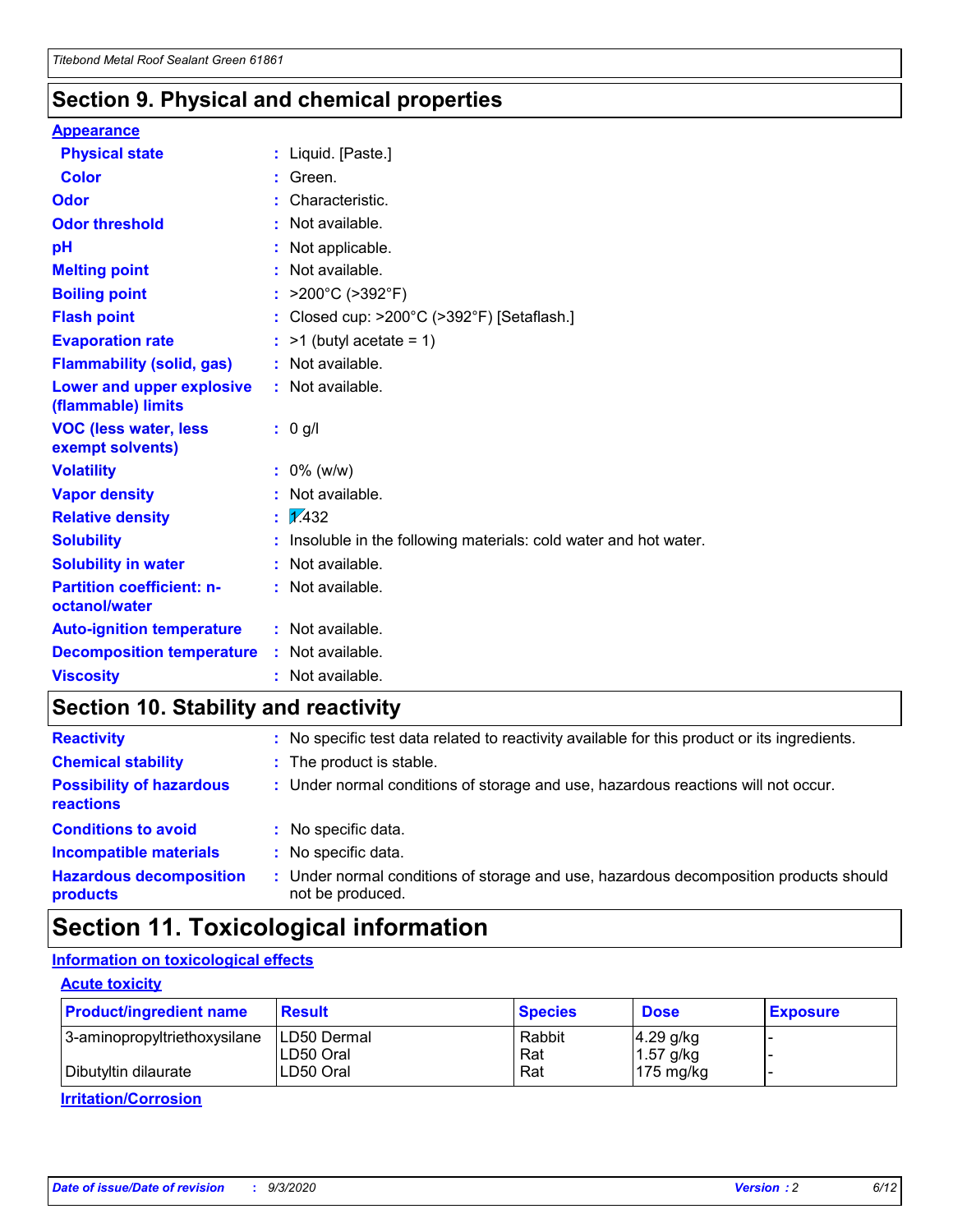## Section 9. Physical and chemical properties

**Appearance**

| | |
|---|---|
| **Physical state** | : Liquid. [Paste.] |
| **Color** | : Green. |
| **Odor** | : Characteristic. |
| **Odor threshold** | : Not available. |
| **pH** | : Not applicable. |
| **Melting point** | : Not available. |
| **Boiling point** | : >200°C (>392°F) |
| **Flash point** | : Closed cup: >200°C (>392°F) [Setaflash.] |
| **Evaporation rate** | : >1 (butyl acetate = 1) |
| **Flammability (solid, gas)** | : Not available. |
| **Lower and upper explosive (flammable) limits** | : Not available. |
| **VOC (less water, less exempt solvents)** | : 0 g/l |
| **Volatility** | : 0% (w/w) |
| **Vapor density** | : Not available. |
| **Relative density** | : 1.432 |
| **Solubility** | : Insoluble in the following materials: cold water and hot water. |
| **Solubility in water** | : Not available. |
| **Partition coefficient: n-octanol/water** | : Not available. |
| **Auto-ignition temperature** | : Not available. |
| **Decomposition temperature** | : Not available. |
| **Viscosity** | : Not available. |

## Section 10. Stability and reactivity

| | |
|---|---|
| **Reactivity** | : No specific test data related to reactivity available for this product or its ingredients. |
| **Chemical stability** | : The product is stable. |
| **Possibility of hazardous reactions** | : Under normal conditions of storage and use, hazardous reactions will not occur. |
| **Conditions to avoid** | : No specific data. |
| **Incompatible materials** | : No specific data. |
| **Hazardous decomposition products** | : Under normal conditions of storage and use, hazardous decomposition products should not be produced. |

## Section 11. Toxicological information

**Information on toxicological effects**

**Acute toxicity**

| Product/ingredient name | Result | Species | Dose | Exposure |
|---|---|---|---|---|
| 3-aminopropyltriethoxysilane | LD50 Dermal | Rabbit | 4.29 g/kg | - |
| | LD50 Oral | Rat | 1.57 g/kg | - |
| Dibutyltin dilaurate | LD50 Oral | Rat | 175 mg/kg | - |

**Irritation/Corrosion**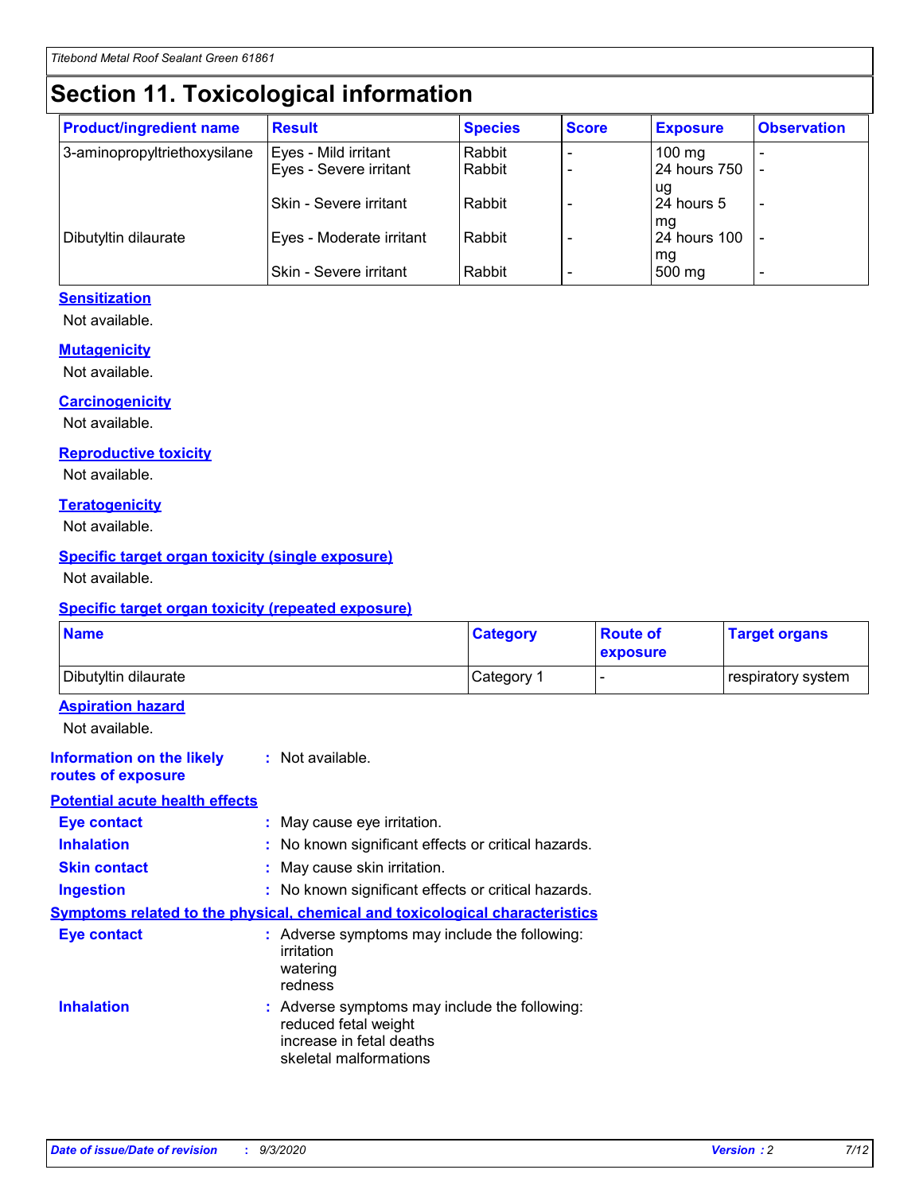# Section 11. Toxicological information

| Product/ingredient name | Result | Species | Score | Exposure | Observation |
|---|---|---|---|---|---|
| 3-aminopropyltriethoxysilane | Eyes - Mild irritant | Rabbit | - | 100 mg | - |
| | Eyes - Severe irritant | Rabbit | - | 24 hours 750 ug | - |
| | Skin - Severe irritant | Rabbit | - | 24 hours 5 mg | - |
| Dibutyltin dilaurate | Eyes - Moderate irritant | Rabbit | - | 24 hours 100 mg | - |
| | Skin - Severe irritant | Rabbit | - | 500 mg | - |

### Sensitization

Not available.

### Mutagenicity

Not available.

### Carcinogenicity

Not available.

### Reproductive toxicity

Not available.

### Teratogenicity

Not available.

### Specific target organ toxicity (single exposure)

Not available.

### Specific target organ toxicity (repeated exposure)

| Name | Category | Route of exposure | Target organs |
|---|---|---|---|
| Dibutyltin dilaurate | Category 1 | - | respiratory system |

### Aspiration hazard

Not available.

**Information on the likely routes of exposure** : Not available.

### Potential acute health effects

**Eye contact** : May cause eye irritation.

**Inhalation** : No known significant effects or critical hazards.

**Skin contact** : May cause skin irritation.

**Ingestion** : No known significant effects or critical hazards.

### Symptoms related to the physical, chemical and toxicological characteristics

**Eye contact** : Adverse symptoms may include the following:
irritation
watering
redness

**Inhalation** : Adverse symptoms may include the following:
reduced fetal weight
increase in fetal deaths
skeletal malformations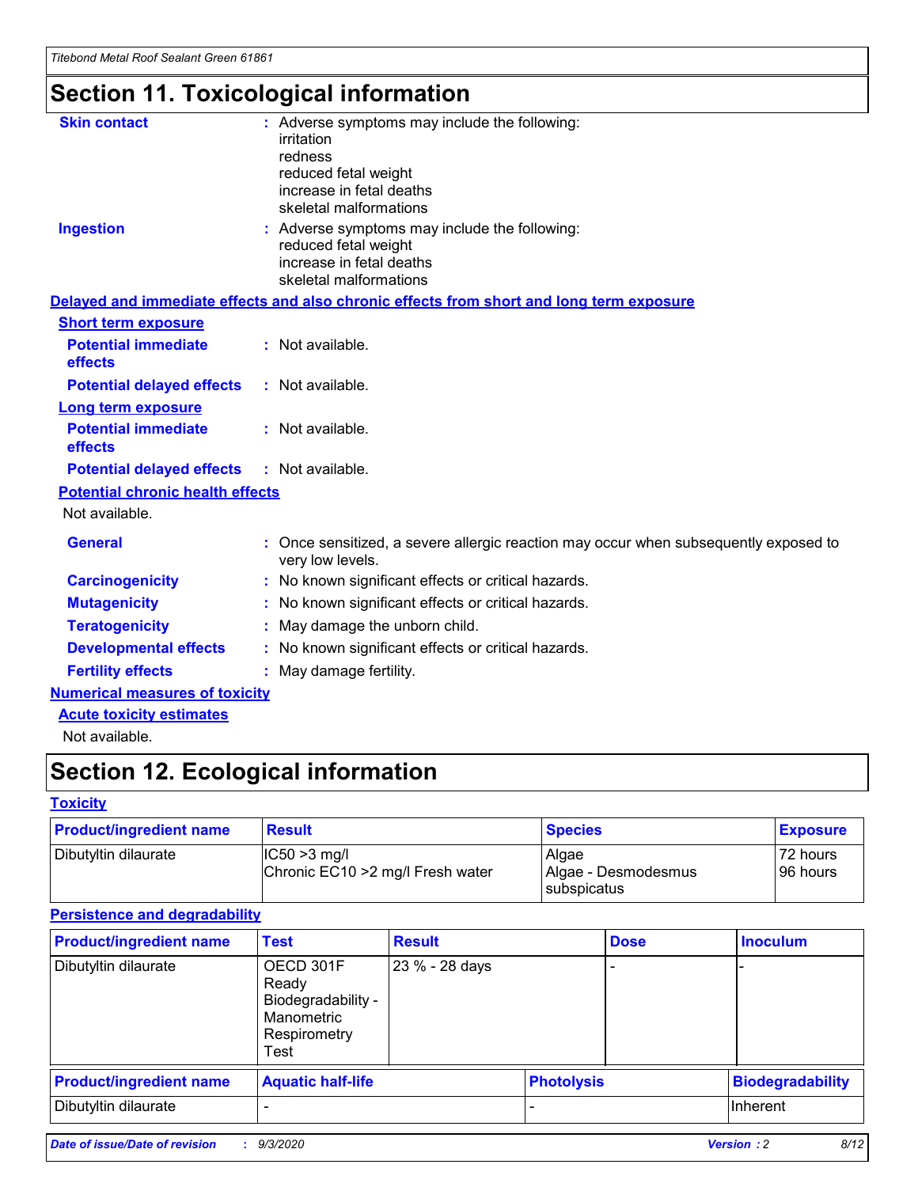# Section 11. Toxicological information

**Skin contact** : Adverse symptoms may include the following:
irritation
redness
reduced fetal weight
increase in fetal deaths
skeletal malformations

**Ingestion** : Adverse symptoms may include the following:
reduced fetal weight
increase in fetal deaths
skeletal malformations

**Delayed and immediate effects and also chronic effects from short and long term exposure**

**Short term exposure**

**Potential immediate effects** : Not available.

**Potential delayed effects** : Not available.

**Long term exposure**

**Potential immediate effects** : Not available.

**Potential delayed effects** : Not available.

**Potential chronic health effects**

Not available.

**General** : Once sensitized, a severe allergic reaction may occur when subsequently exposed to very low levels.

**Carcinogenicity** : No known significant effects or critical hazards.

**Mutagenicity** : No known significant effects or critical hazards.

**Teratogenicity** : May damage the unborn child.

**Developmental effects** : No known significant effects or critical hazards.

**Fertility effects** : May damage fertility.

**Numerical measures of toxicity**

**Acute toxicity estimates**

Not available.

# Section 12. Ecological information

**Toxicity**

| Product/ingredient name | Result | Species | Exposure |
|---|---|---|---|
| Dibutyltin dilaurate | IC50 >3 mg/l<br>Chronic EC10 >2 mg/l Fresh water | Algae<br>Algae - Desmodesmus subspicatus | 72 hours<br>96 hours |

**Persistence and degradability**

| Product/ingredient name | Test | Result | Dose | Inoculum |
|---|---|---|---|---|
| Dibutyltin dilaurate | OECD 301F Ready Biodegradability - Manometric Respirometry Test | 23 % - 28 days | - | - |

| Product/ingredient name | Aquatic half-life | Photolysis | Biodegradability |
|---|---|---|---|
| Dibutyltin dilaurate | - | - | Inherent |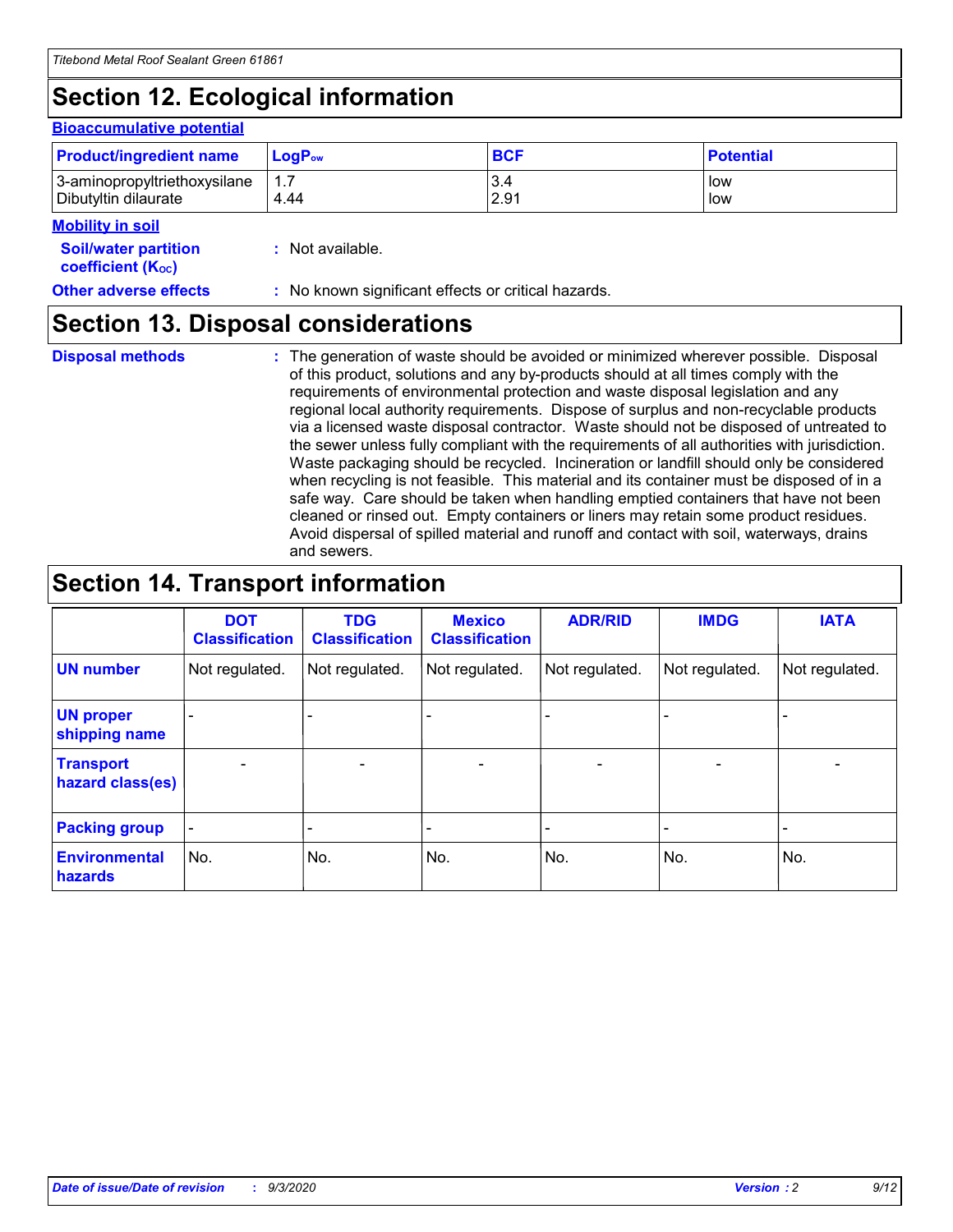# Section 12. Ecological information

### Bioaccumulative potential

| Product/ingredient name | $LogP_{ow}$ | BCF | Potential |
|---|---|---|---|
| 3-aminopropyltriethoxysilane | 1.7 | 3.4 | low |
| Dibutyltin dilaurate | 4.44 | 2.91 | low |

### Mobility in soil

**Soil/water partition coefficient ($K_{OC}$)** : Not available.

**Other adverse effects** : No known significant effects or critical hazards.

# Section 13. Disposal considerations

**Disposal methods** : The generation of waste should be avoided or minimized wherever possible. Disposal of this product, solutions and any by-products should at all times comply with the requirements of environmental protection and waste disposal legislation and any regional local authority requirements. Dispose of surplus and non-recyclable products via a licensed waste disposal contractor. Waste should not be disposed of untreated to the sewer unless fully compliant with the requirements of all authorities with jurisdiction. Waste packaging should be recycled. Incineration or landfill should only be considered when recycling is not feasible. This material and its container must be disposed of in a safe way. Care should be taken when handling emptied containers that have not been cleaned or rinsed out. Empty containers or liners may retain some product residues. Avoid dispersal of spilled material and runoff and contact with soil, waterways, drains and sewers.

# Section 14. Transport information

| | DOT Classification | TDG Classification | Mexico Classification | ADR/RID | IMDG | IATA |
|---|---|---|---|---|---|---|
| **UN number** | Not regulated. | Not regulated. | Not regulated. | Not regulated. | Not regulated. | Not regulated. |
| **UN proper shipping name** | - | - | - | - | - | - |
| **Transport hazard class(es)** | - | - | - | - | - | - |
| **Packing group** | - | - | - | - | - | - |
| **Environmental hazards** | No. | No. | No. | No. | No. | No. |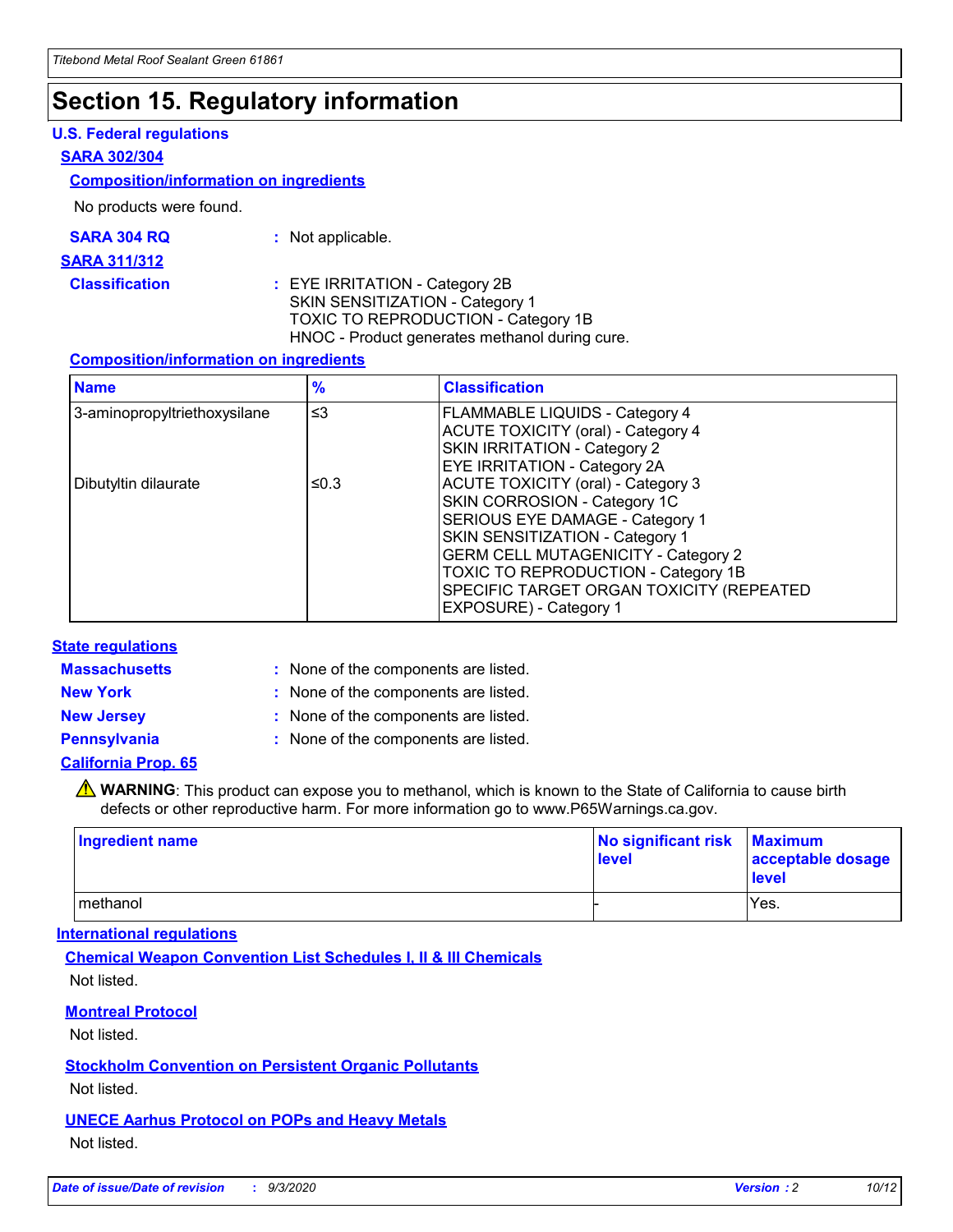# Section 15. Regulatory information

## U.S. Federal regulations

### SARA 302/304

#### Composition/information on ingredients

No products were found.

**SARA 304 RQ** : Not applicable.

### SARA 311/312

**Classification** : EYE IRRITATION - Category 2B
SKIN SENSITIZATION - Category 1
TOXIC TO REPRODUCTION - Category 1B
HNOC - Product generates methanol during cure.

#### Composition/information on ingredients

| Name | % | Classification |
| --- | --- | --- |
| 3-aminopropyltriethoxysilane | ≤3 | FLAMMABLE LIQUIDS - Category 4<br>ACUTE TOXICITY (oral) - Category 4<br>SKIN IRRITATION - Category 2<br>EYE IRRITATION - Category 2A |
| Dibutyltin dilaurate | ≤0.3 | ACUTE TOXICITY (oral) - Category 3<br>SKIN CORROSION - Category 1C<br>SERIOUS EYE DAMAGE - Category 1<br>SKIN SENSITIZATION - Category 1<br>GERM CELL MUTAGENICITY - Category 2<br>TOXIC TO REPRODUCTION - Category 1B<br>SPECIFIC TARGET ORGAN TOXICITY (REPEATED EXPOSURE) - Category 1 |

## State regulations

**Massachusetts** : None of the components are listed.

**New York** : None of the components are listed.

**New Jersey** : None of the components are listed.

**Pennsylvania** : None of the components are listed.

### California Prop. 65

⚠ **WARNING**: This product can expose you to methanol, which is known to the State of California to cause birth defects or other reproductive harm. For more information go to www.P65Warnings.ca.gov.

| Ingredient name | No significant risk level | Maximum acceptable dosage level |
| --- | --- | --- |
| methanol | - | Yes. |

## International regulations

### Chemical Weapon Convention List Schedules I, II & III Chemicals

Not listed.

### Montreal Protocol

Not listed.

### Stockholm Convention on Persistent Organic Pollutants

Not listed.

### UNECE Aarhus Protocol on POPs and Heavy Metals

Not listed.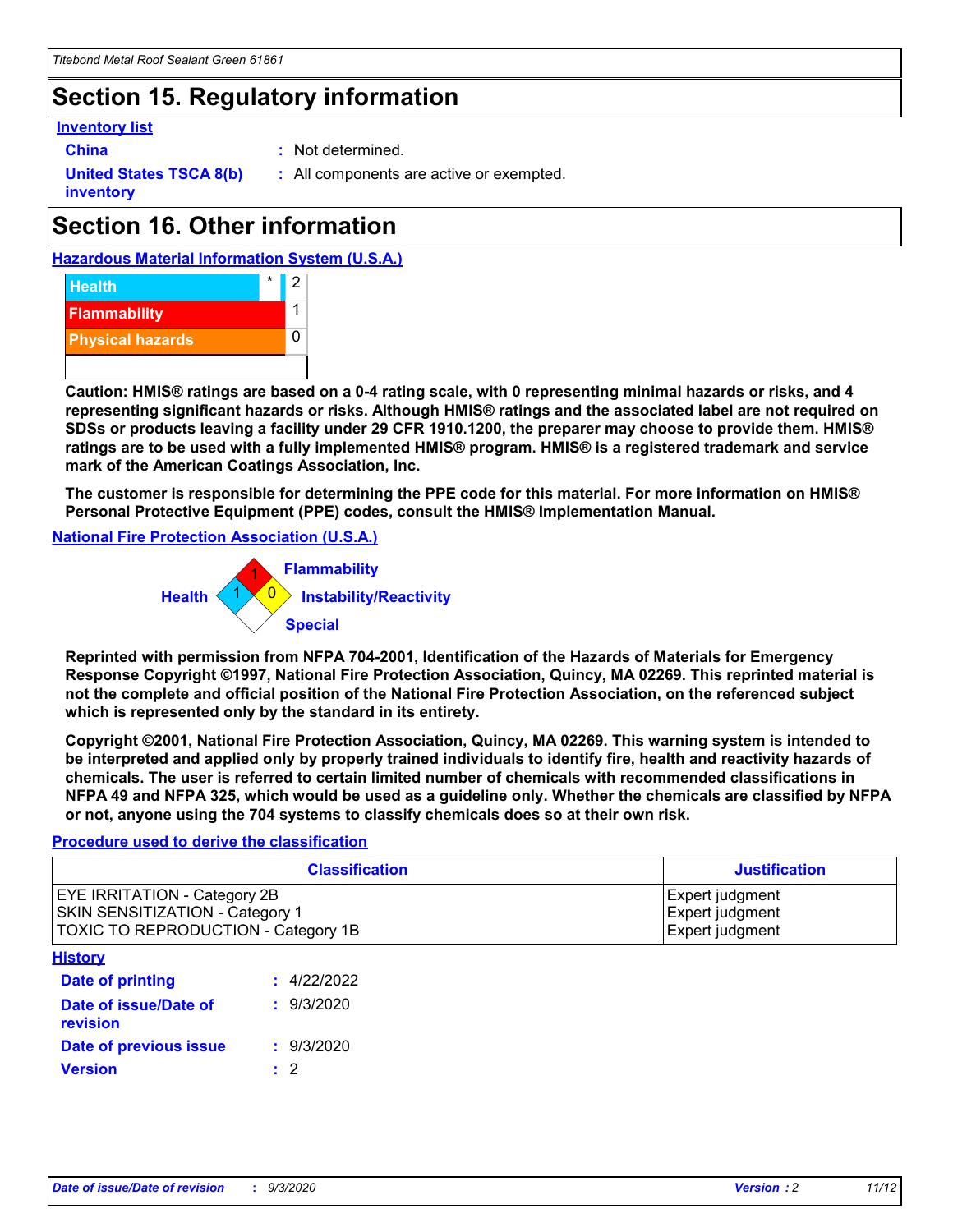# Section 15. Regulatory information

**Inventory list**

**China** : Not determined.

**United States TSCA 8(b) inventory** : All components are active or exempted.

# Section 16. Other information

**Hazardous Material Information System (U.S.A.)**

| | | |
|---|---|---|
| Health | * | 2 |
| Flammability | | 1 |
| Physical hazards | | 0 |

**Caution: HMIS® ratings are based on a 0-4 rating scale, with 0 representing minimal hazards or risks, and 4 representing significant hazards or risks. Although HMIS® ratings and the associated label are not required on SDSs or products leaving a facility under 29 CFR 1910.1200, the preparer may choose to provide them. HMIS® ratings are to be used with a fully implemented HMIS® program. HMIS® is a registered trademark and service mark of the American Coatings Association, Inc.**

**The customer is responsible for determining the PPE code for this material. For more information on HMIS® Personal Protective Equipment (PPE) codes, consult the HMIS® Implementation Manual.**

**National Fire Protection Association (U.S.A.)**

Flammability: 1
Health: 1
Instability/Reactivity: 0
Special:

**Reprinted with permission from NFPA 704-2001, Identification of the Hazards of Materials for Emergency Response Copyright ©1997, National Fire Protection Association, Quincy, MA 02269. This reprinted material is not the complete and official position of the National Fire Protection Association, on the referenced subject which is represented only by the standard in its entirety.**

**Copyright ©2001, National Fire Protection Association, Quincy, MA 02269. This warning system is intended to be interpreted and applied only by properly trained individuals to identify fire, health and reactivity hazards of chemicals. The user is referred to certain limited number of chemicals with recommended classifications in NFPA 49 and NFPA 325, which would be used as a guideline only. Whether the chemicals are classified by NFPA or not, anyone using the 704 systems to classify chemicals does so at their own risk.**

**Procedure used to derive the classification**

| Classification | Justification |
|---|---|
| EYE IRRITATION - Category 2B | Expert judgment |
| SKIN SENSITIZATION - Category 1 | Expert judgment |
| TOXIC TO REPRODUCTION - Category 1B | Expert judgment |

**History**

**Date of printing** : 4/22/2022

**Date of issue/Date of revision** : 9/3/2020

**Date of previous issue** : 9/3/2020

**Version** : 2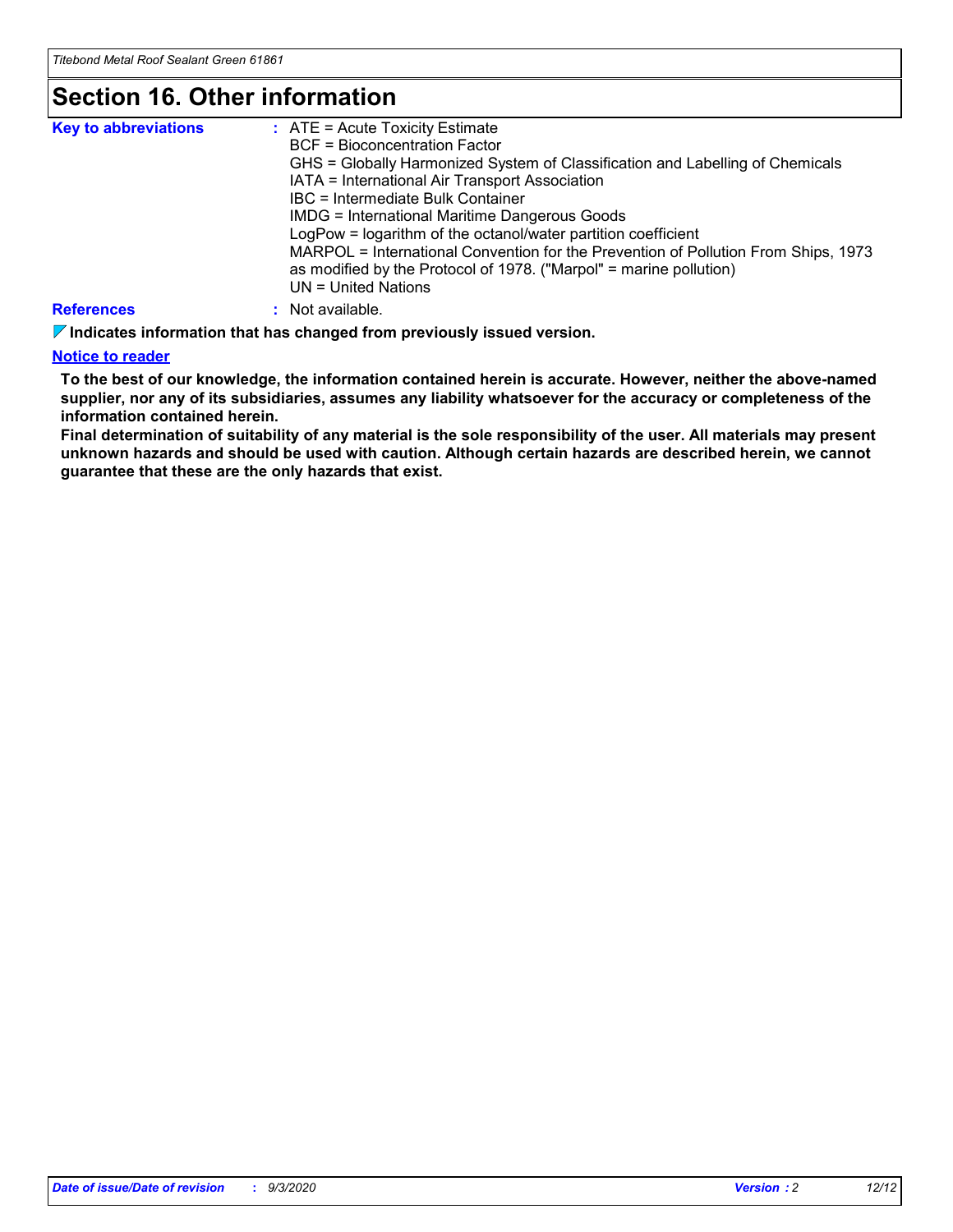# Section 16. Other information

**Key to abbreviations** : ATE = Acute Toxicity Estimate
BCF = Bioconcentration Factor
GHS = Globally Harmonized System of Classification and Labelling of Chemicals
IATA = International Air Transport Association
IBC = Intermediate Bulk Container
IMDG = International Maritime Dangerous Goods
LogPow = logarithm of the octanol/water partition coefficient
MARPOL = International Convention for the Prevention of Pollution From Ships, 1973 as modified by the Protocol of 1978. ("Marpol" = marine pollution)
UN = United Nations

**References** : Not available.

**Indicates information that has changed from previously issued version.**

**Notice to reader**

**To the best of our knowledge, the information contained herein is accurate. However, neither the above-named supplier, nor any of its subsidiaries, assumes any liability whatsoever for the accuracy or completeness of the information contained herein.**

**Final determination of suitability of any material is the sole responsibility of the user. All materials may present unknown hazards and should be used with caution. Although certain hazards are described herein, we cannot guarantee that these are the only hazards that exist.**